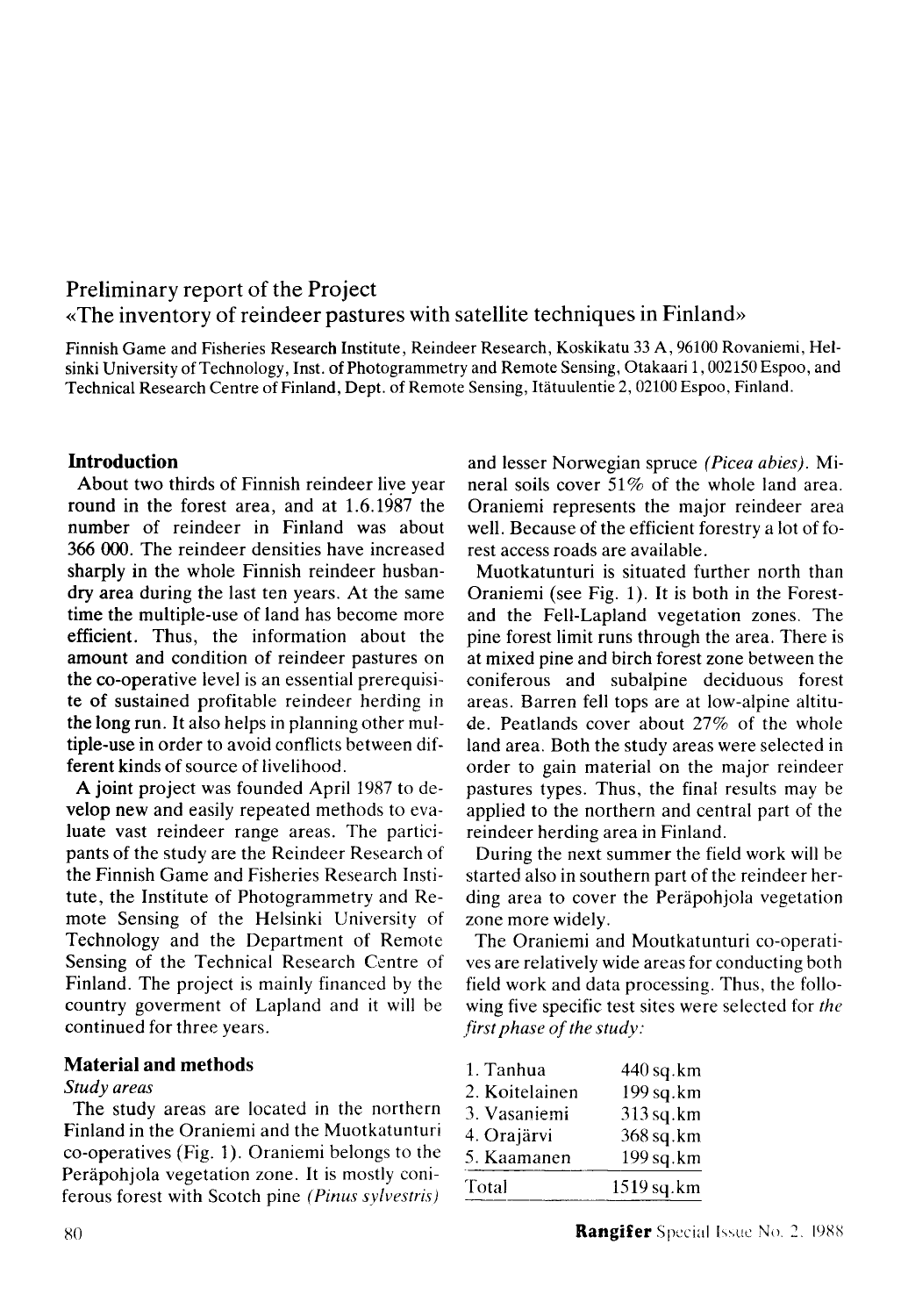# Preliminary report of the Project «The inventory of reindeer pastures with satellite techniques in Finland»

Finnish Game and Fisheries Research Institute, Reindeer Research, Koskikatu 33 A, 96100 Rovaniemi, Helsinki University of Technology, Inst. of Photogrammetry and Remote Sensing, Otakaari 1, 002150 Espoo, and Technical Research Centre of Finland, Dept. of Remote Sensing, Itätuulentie 2, 02100 Espoo, Finland.

## Introduction

About two thirds of Finnish reindeer live year round in the forest area, and at 1.6.1987 the number of reindeer in Finland was about 366 000. The reindeer densities have increased sharply in the whole Finnish reindeer husbandry area during the last ten years. At the same time the multiple-use of land has become more efficient. Thus, the information about the amount and condition of reindeer pastures on the co-operative level is an essential prerequisite of sustained profitable reindeer herding in the long run. It also helps in planning other multiple-use in order to avoid conflicts between different kinds of source of livelihood.

A joint project was founded April 1987 to develop new and easily repeated methods to evaluate vast reindeer range areas. The participants of the study are the Reindeer Research of the Finnish Game and Fisheries Research Institute, the Institute of Photogrammetry and Remote Sensing of the Helsinki University of Technology and the Department of Remote Sensing of the Technical Research Centre of Finland. The project is mainly financed by the country goverment of Lapland and it will be continued for three years.

## Material and methods

### *Study areas*

The study areas are located in the northern Finland in the Oraniemi and the Muotkatunturi co-operatives (Fig. 1). Oraniemi belongs to the Peräpohjola vegetation zone. It is mostly coniferous forest with Scotch pine *(Pinus sylvestris)* and lesser Norwegian spruce *(Picea abies)*. Mineral soils cover 51% of the whole land area. Oraniemi represents the major reindeer area well. Because of the efficient forestry a lot of forest access roads are available.

Muotkatunturi is situated further north than Oraniemi (see Fig. 1). It is both in the Forest- and the Fell-Lapland vegetation zones. The pine forest limit runs through the area. There is at mixed pine and birch forest zone between the coniferous and subalpine deciduous forest areas. Barren fell tops are at low-alpine altitude. Peatlands cover about 27% of the whole land area. Both the study areas were selected in order to gain material on the major reindeer pastures types. Thus, the final results may be applied to the northern and central part of the reindeer herding area in Finland.

During the next summer the field work will be started also in southern part of the reindeer herding area to cover the Peräpohjola vegetation zone more widely.

The Oraniemi and Moutkatunturi co-operatives are relatively wide areas for conducting both field work and data processing. Thus, the following five specific test sites were selected for *the first phase of the study:*

| | |
|---|---|
| 1. Tanhua | 440 sq.km |
| 2. Koitelainen | 199 sq.km |
| 3. Vasaniemi | 313 sq.km |
| 4. Orajärvi | 368 sq.km |
| 5. Kaamanen | 199 sq.km |
| Total | 1519 sq.km |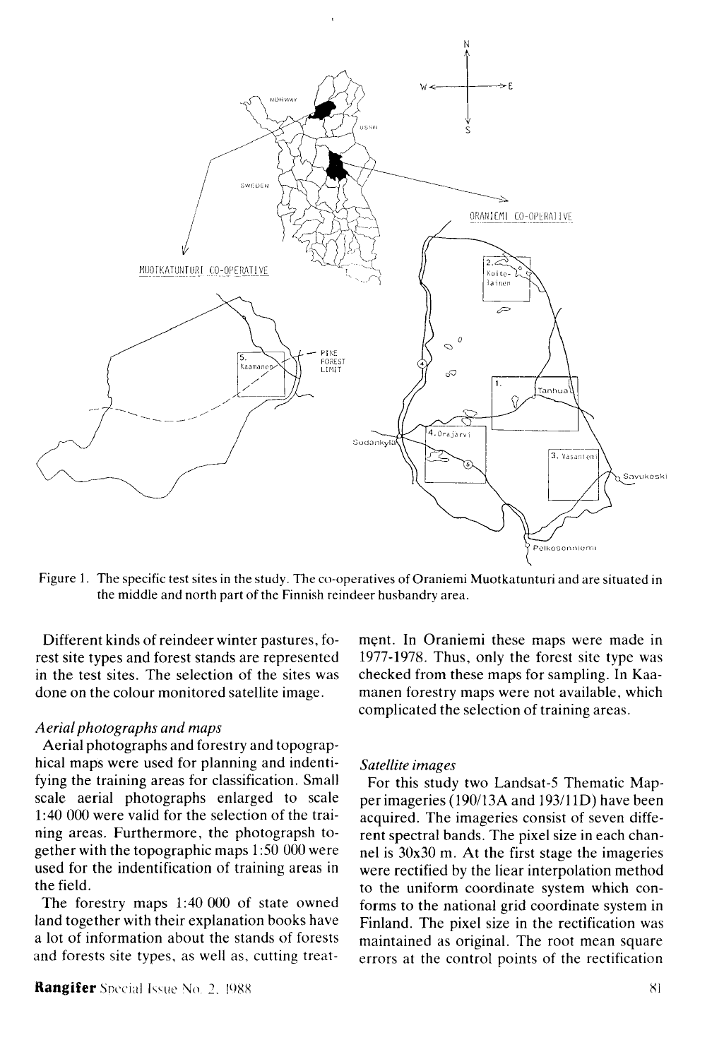Figure 1. The specific test sites in the study. The co-operatives of Oraniemi Muotkatunturi and are situated in the middle and north part of the Finnish reindeer husbandry area.

Different kinds of reindeer winter pastures, forest site types and forest stands are represented in the test sites. The selection of the sites was done on the colour monitored satellite image.

*Aerial photographs and maps*

Aerial photographs and forestry and topographical maps were used for planning and indentifying the training areas for classification. Small scale aerial photographs enlarged to scale 1:40 000 were valid for the selection of the training areas. Furthermore, the photograpsh together with the topographic maps 1:50 000 were used for the indentification of training areas in the field.

The forestry maps 1:40 000 of state owned land together with their explanation books have a lot of information about the stands of forests and forests site types, as well as, cutting treatment. In Oraniemi these maps were made in 1977-1978. Thus, only the forest site type was checked from these maps for sampling. In Kaamanen forestry maps were not available, which complicated the selection of training areas.

*Satellite images*

For this study two Landsat-5 Thematic Mapper imageries (190/13A and 193/11D) have been acquired. The imageries consist of seven different spectral bands. The pixel size in each channel is 30x30 m. At the first stage the imageries were rectified by the liear interpolation method to the uniform coordinate system which conforms to the national grid coordinate system in Finland. The pixel size in the rectification was maintained as original. The root mean square errors at the control points of the rectification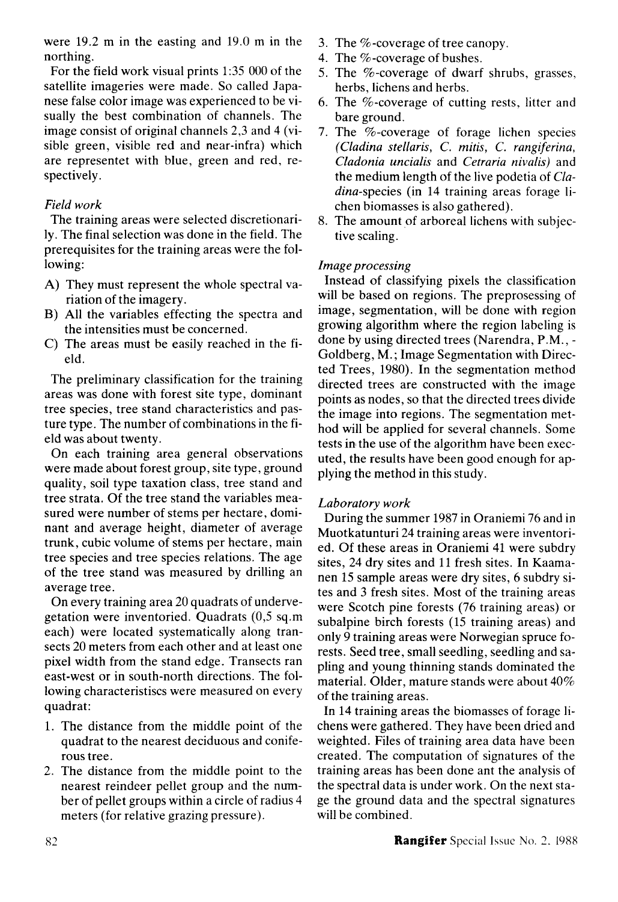were 19.2 m in the easting and 19.0 m in the northing.

For the field work visual prints 1:35 000 of the satellite imageries were made. So called Japanese false color image was experienced to be visually the best combination of channels. The image consist of original channels 2,3 and 4 (visible green, visible red and near-infra) which are representet with blue, green and red, respectively.

*Field work*

The training areas were selected discretionarily. The final selection was done in the field. The prerequisites for the training areas were the following:

A) They must represent the whole spectral variation of the imagery.
B) All the variables effecting the spectra and the intensities must be concerned.
C) The areas must be easily reached in the field.

The preliminary classification for the training areas was done with forest site type, dominant tree species, tree stand characteristics and pasture type. The number of combinations in the field was about twenty.

On each training area general observations were made about forest group, site type, ground quality, soil type taxation class, tree stand and tree strata. Of the tree stand the variables measured were number of stems per hectare, dominant and average height, diameter of average trunk, cubic volume of stems per hectare, main tree species and tree species relations. The age of the tree stand was measured by drilling an average tree.

On every training area 20 quadrats of undervegetation were inventoried. Quadrats (0,5 sq.m each) were located systematically along transects 20 meters from each other and at least one pixel width from the stand edge. Transects ran east-west or in south-north directions. The following characteristiscs were measured on every quadrat:

1. The distance from the middle point of the quadrat to the nearest deciduous and coniferous tree.
2. The distance from the middle point to the nearest reindeer pellet group and the number of pellet groups within a circle of radius 4 meters (for relative grazing pressure).
3. The %-coverage of tree canopy.
4. The %-coverage of bushes.
5. The %-coverage of dwarf shrubs, grasses, herbs, lichens and herbs.
6. The %-coverage of cutting rests, litter and bare ground.
7. The %-coverage of forage lichen species (*Cladina stellaris*, *C. mitis*, *C. rangiferina*, *Cladonia uncialis* and *Cetraria nivalis*) and the medium length of the live podetia of *Cladina*-species (in 14 training areas forage lichen biomasses is also gathered).
8. The amount of arboreal lichens with subjective scaling.

*Image processing*

Instead of classifying pixels the classification will be based on regions. The preprosessing of image, segmentation, will be done with region growing algorithm where the region labeling is done by using directed trees (Narendra, P.M., - Goldberg, M.; Image Segmentation with Directed Trees, 1980). In the segmentation method directed trees are constructed with the image points as nodes, so that the directed trees divide the image into regions. The segmentation method will be applied for several channels. Some tests in the use of the algorithm have been executed, the results have been good enough for applying the method in this study.

*Laboratory work*

During the summer 1987 in Oraniemi 76 and in Muotkatunturi 24 training areas were inventoried. Of these areas in Oraniemi 41 were subdry sites, 24 dry sites and 11 fresh sites. In Kaamanen 15 sample areas were dry sites, 6 subdry sites and 3 fresh sites. Most of the training areas were Scotch pine forests (76 training areas) or subalpine birch forests (15 training areas) and only 9 training areas were Norwegian spruce forests. Seed tree, small seedling, seedling and sapling and young thinning stands dominated the material. Older, mature stands were about 40% of the training areas.

In 14 training areas the biomasses of forage lichens were gathered. They have been dried and weighted. Files of training area data have been created. The computation of signatures of the training areas has been done ant the analysis of the spectral data is under work. On the next stage the ground data and the spectral signatures will be combined.